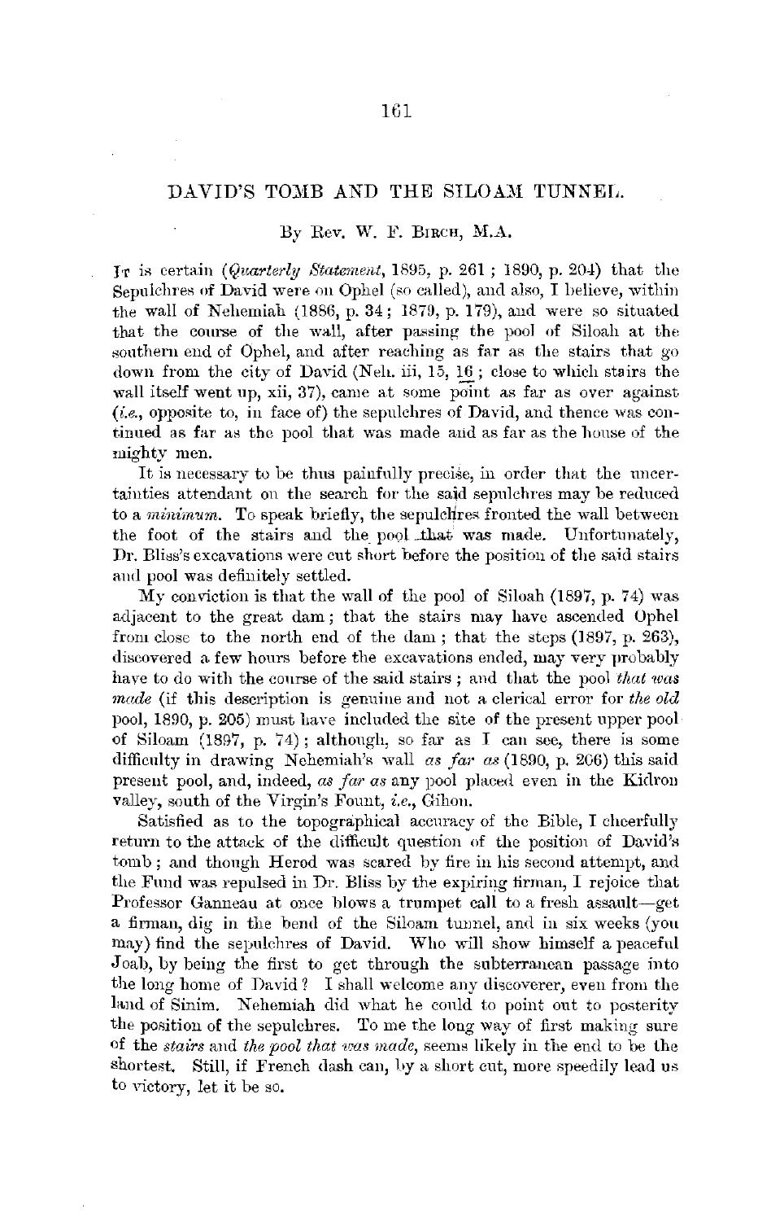# DAVID'S TOMB AND THE SILOAM TUNNEL.

By Rev. W. F. Birch, M.A.

It is certain (*Quarterly Statement*, 1895, p. 261; 1890, p. 204) that the Sepulchres of David were on Ophel (so called), and also, I believe, within the wall of Nehemiah (1886, p. 34; 1879, p. 179), and were so situated that the course of the wall, after passing the pool of Siloah at the southern end of Ophel, and after reaching as far as the stairs that go down from the city of David (Neh. iii, 15, 16; close to which stairs the wall itself went up, xii, 37), came at some point as far as over against (*i.e.*, opposite to, in face of) the sepulchres of David, and thence was continued as far as the pool that was made and as far as the house of the mighty men.

It is necessary to be thus painfully precise, in order that the uncertainties attendant on the search for the said sepulchres may be reduced to a *minimum*. To speak briefly, the sepulchres fronted the wall between the foot of the stairs and the pool that was made. Unfortunately, Dr. Bliss's excavations were cut short before the position of the said stairs and pool was definitely settled.

My conviction is that the wall of the pool of Siloah (1897, p. 74) was adjacent to the great dam; that the stairs may have ascended Ophel from close to the north end of the dam; that the steps (1897, p. 263), discovered a few hours before the excavations ended, may very probably have to do with the course of the said stairs; and that the pool *that was made* (if this description is genuine and not a clerical error for *the old* pool, 1890, p. 205) must have included the site of the present upper pool of Siloam (1897, p. 74); although, so far as I can see, there is some difficulty in drawing Nehemiah's wall *as far as* (1890, p. 206) this said present pool, and, indeed, *as far as* any pool placed even in the Kidron valley, south of the Virgin's Fount, *i.e.*, Gihon.

Satisfied as to the topographical accuracy of the Bible, I cheerfully return to the attack of the difficult question of the position of David's tomb; and though Herod was scared by fire in his second attempt, and the Fund was repulsed in Dr. Bliss by the expiring firman, I rejoice that Professor Ganneau at once blows a trumpet call to a fresh assault—get a firman, dig in the bend of the Siloam tunnel, and in six weeks (you may) find the sepulchres of David. Who will show himself a peaceful Joab, by being the first to get through the subterranean passage into the long home of David? I shall welcome any discoverer, even from the land of Sinim. Nehemiah did what he could to point out to posterity the position of the sepulchres. To me the long way of first making sure of the *stairs* and *the pool that was made*, seems likely in the end to be the shortest. Still, if French dash can, by a short cut, more speedily lead us to victory, let it be so.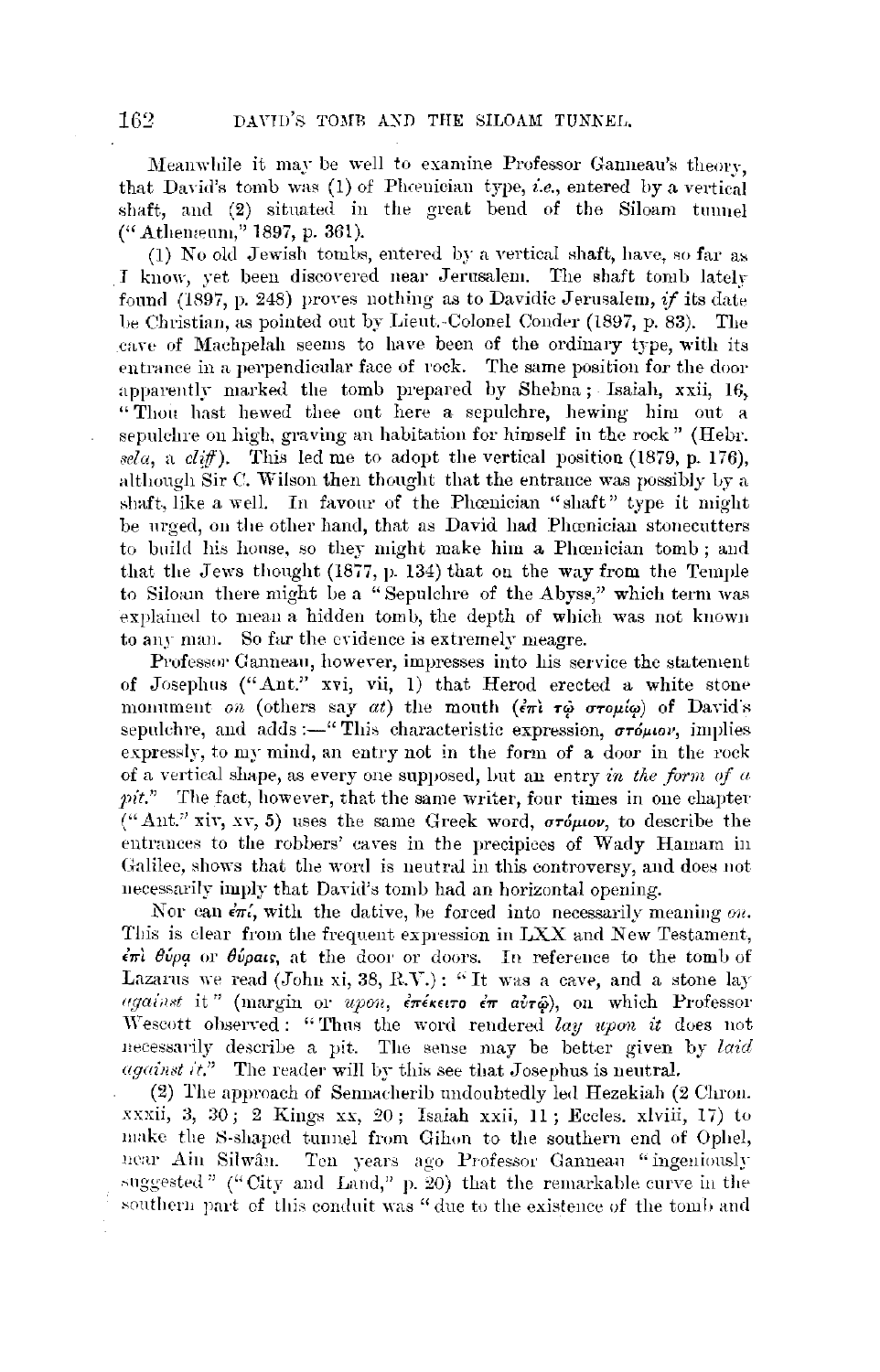Meanwhile it may be well to examine Professor Ganneau's theory, that David's tomb was (1) of Phœnician type, *i.e.*, entered by a vertical shaft, and (2) situated in the great bend of the Siloam tunnel ("Athenæum," 1897, p. 361).

(1) No old Jewish tombs, entered by a vertical shaft, have, so far as I know, yet been discovered near Jerusalem. The shaft tomb lately found (1897, p. 248) proves nothing as to Davidic Jerusalem, *if* its date be Christian, as pointed out by Lieut.-Colonel Conder (1897, p. 83). The cave of Machpelah seems to have been of the ordinary type, with its entrance in a perpendicular face of rock. The same position for the door apparently marked the tomb prepared by Shebna; Isaiah, xxii, 16, "Thou hast hewed thee out here a sepulchre, hewing him out a sepulchre on high, graving an habitation for himself in the rock" (Hebr. *sela*, a *cliff*). This led me to adopt the vertical position (1879, p. 176), although Sir C. Wilson then thought that the entrance was possibly by a shaft, like a well. In favour of the Phœnician "shaft" type it might be urged, on the other hand, that as David had Phœnician stonecutters to build his house, so they might make him a Phœnician tomb; and that the Jews thought (1877, p. 134) that on the way from the Temple to Siloam there might be a "Sepulchre of the Abyss," which term was explained to mean a hidden tomb, the depth of which was not known to any man. So far the evidence is extremely meagre.

Professor Ganneau, however, impresses into his service the statement of Josephus ("Ant." xvi, vii, 1) that Herod erected a white stone monument *on* (others say *at*) the mouth (ἐπὶ τῷ στομίῳ) of David's sepulchre, and adds:—"This characteristic expression, στόμιον, implies expressly, to my mind, an entry not in the form of a door in the rock of a vertical shape, as every one supposed, but an entry *in the form of a pit.*" The fact, however, that the same writer, four times in one chapter ("Ant." xiv, xv, 5) uses the same Greek word, στόμιον, to describe the entrances to the robbers' caves in the precipices of Wady Hamam in Galilee, shows that the word is neutral in this controversy, and does not necessarily imply that David's tomb had an horizontal opening.

Nor can ἐπί, with the dative, be forced into necessarily meaning *on*. This is clear from the frequent expression in LXX and New Testament, ἐπὶ θύρᾳ or θύραις, at the door or doors. In reference to the tomb of Lazarus we read (John xi, 38, R.V.): "It was a cave, and a stone lay *against* it" (margin or *upon*, ἐπέκειτο ἐπ αὐτῷ), on which Professor Wescott observed: "Thus the word rendered *lay upon it* does not necessarily describe a pit. The sense may be better given by *laid against it.*" The reader will by this see that Josephus is neutral.

(2) The approach of Sennacherib undoubtedly led Hezekiah (2 Chron. xxxii, 3, 30; 2 Kings xx, 20; Isaiah xxii, 11; Eccles. xlviii, 17) to make the S-shaped tunnel from Gihon to the southern end of Ophel, near Ain Silwân. Ten years ago Professor Ganneau "ingeniously suggested" ("City and Land," p. 20) that the remarkable curve in the southern part of this conduit was "due to the existence of the tomb and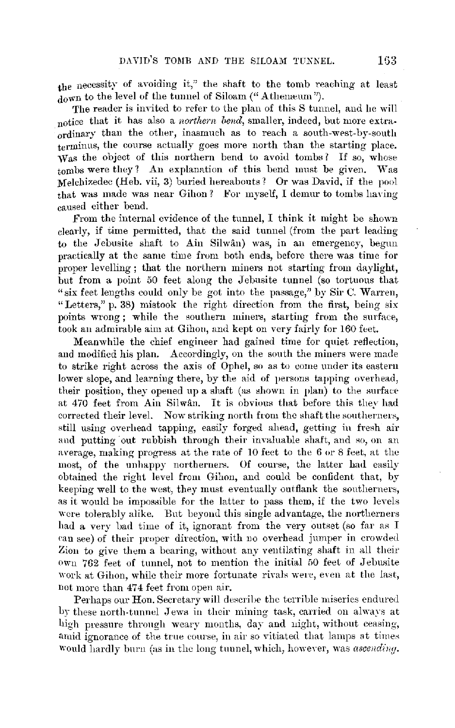the necessity of avoiding it," the shaft to the tomb reaching at least down to the level of the tunnel of Siloam ("Athenæum").

The reader is invited to refer to the plan of this S tunnel, and he will notice that it has also a *northern bend*, smaller, indeed, but more extraordinary than the other, inasmuch as to reach a south-west-by-south terminus, the course actually goes more north than the starting place. Was the object of this northern bend to avoid tombs? If so, whose tombs were they? An explanation of this bend must be given. Was Melchizedec (Heb. vii, 3) buried hereabouts? Or was David, if the pool that was made was near Gihon? For myself, I demur to tombs having caused either bend.

From the internal evidence of the tunnel, I think it might be shown clearly, if time permitted, that the said tunnel (from the part leading to the Jebusite shaft to Ain Silwân) was, in an emergency, begun practically at the same time from both ends, before there was time for proper levelling; that the northern miners not starting from daylight, but from a point 50 feet along the Jebusite tunnel (so tortuous that "six feet lengths could only be got into the passage," by Sir C. Warren, "Letters," p. 38) mistook the right direction from the first, being six points wrong; while the southern miners, starting from the surface, took an admirable aim at Gihon, and kept on very fairly for 160 feet.

Meanwhile the chief engineer had gained time for quiet reflection, and modified his plan. Accordingly, on the south the miners were made to strike right across the axis of Ophel, so as to come under its eastern lower slope, and learning there, by the aid of persons tapping overhead, their position, they opened up a shaft (as shown in plan) to the surface at 470 feet from Ain Silwân. It is obvious that before this they had corrected their level. Now striking north from the shaft the southerners, still using overhead tapping, easily forged ahead, getting in fresh air and putting out rubbish through their invaluable shaft, and so, on an average, making progress at the rate of 10 feet to the 6 or 8 feet, at the most, of the unhappy northerners. Of course, the latter had easily obtained the right level from Gihon, and could be confident that, by keeping well to the west, they must eventually outflank the southerners, as it would be impossible for the latter to pass them, if the two levels were tolerably alike. But beyond this single advantage, the northerners had a very bad time of it, ignorant from the very outset (so far as I can see) of their proper direction, with no overhead jumper in crowded Zion to give them a bearing, without any ventilating shaft in all their own 762 feet of tunnel, not to mention the initial 50 feet of Jebusite work at Gihon, while their more fortunate rivals were, even at the last, not more than 474 feet from open air.

Perhaps our Hon. Secretary will describe the terrible miseries endured by these north-tunnel Jews in their mining task, carried on always at high pressure through weary months, day and night, without ceasing, amid ignorance of the true course, in air so vitiated that lamps at times would hardly burn (as in the long tunnel, which, however, was *ascending*.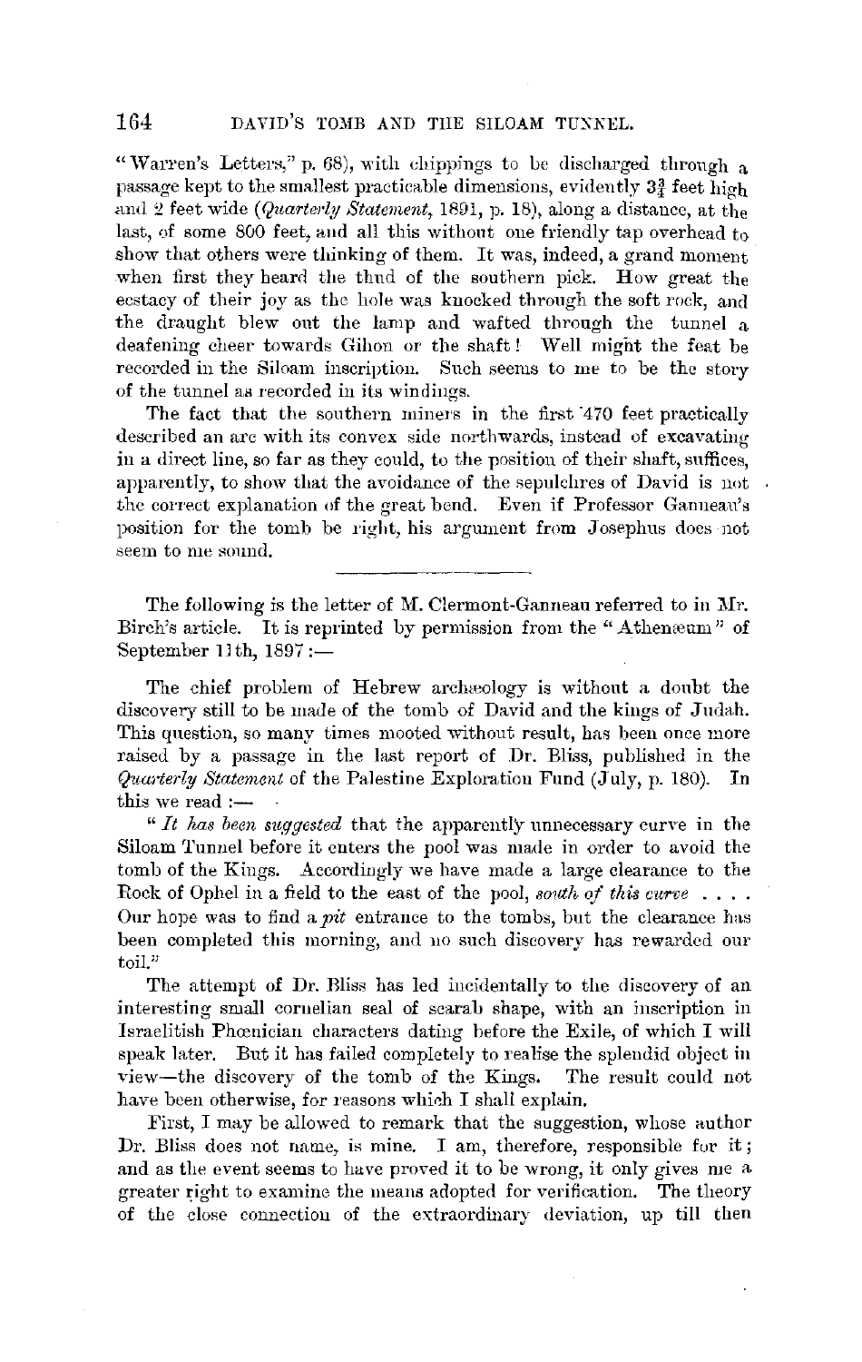"Warren's Letters," p. 68), with chippings to be discharged through a passage kept to the smallest practicable dimensions, evidently 3¾ feet high and 2 feet wide (*Quarterly Statement*, 1891, p. 18), along a distance, at the last, of some 800 feet, and all this without one friendly tap overhead to show that others were thinking of them. It was, indeed, a grand moment when first they heard the thud of the southern pick. How great the ecstacy of their joy as the hole was knocked through the soft rock, and the draught blew out the lamp and wafted through the tunnel a deafening cheer towards Gihon or the shaft! Well might the feat be recorded in the Siloam inscription. Such seems to me to be the story of the tunnel as recorded in its windings.

The fact that the southern miners in the first 470 feet practically described an arc with its convex side northwards, instead of excavating in a direct line, so far as they could, to the position of their shaft, suffices, apparently, to show that the avoidance of the sepulchres of David is not the correct explanation of the great bend. Even if Professor Ganneau's position for the tomb be right, his argument from Josephus does not seem to me sound.

---

The following is the letter of M. Clermont-Ganneau referred to in Mr. Birch's article. It is reprinted by permission from the "Athenæum" of September 11th, 1897:—

The chief problem of Hebrew archæology is without a doubt the discovery still to be made of the tomb of David and the kings of Judah. This question, so many times mooted without result, has been once more raised by a passage in the last report of Dr. Bliss, published in the *Quarterly Statement* of the Palestine Exploration Fund (July, p. 180). In this we read :—

"*It has been suggested* that the apparently unnecessary curve in the Siloam Tunnel before it enters the pool was made in order to avoid the tomb of the Kings. Accordingly we have made a large clearance to the Rock of Ophel in a field to the east of the pool, *south of this curve* . . . . Our hope was to find a *pit* entrance to the tombs, but the clearance has been completed this morning, and no such discovery has rewarded our toil."

The attempt of Dr. Bliss has led incidentally to the discovery of an interesting small cornelian seal of scarab shape, with an inscription in Israelitish Phœnician characters dating before the Exile, of which I will speak later. But it has failed completely to realise the splendid object in view—the discovery of the tomb of the Kings. The result could not have been otherwise, for reasons which I shall explain.

First, I may be allowed to remark that the suggestion, whose author Dr. Bliss does not name, is mine. I am, therefore, responsible for it; and as the event seems to have proved it to be wrong, it only gives me a greater right to examine the means adopted for verification. The theory of the close connection of the extraordinary deviation, up till then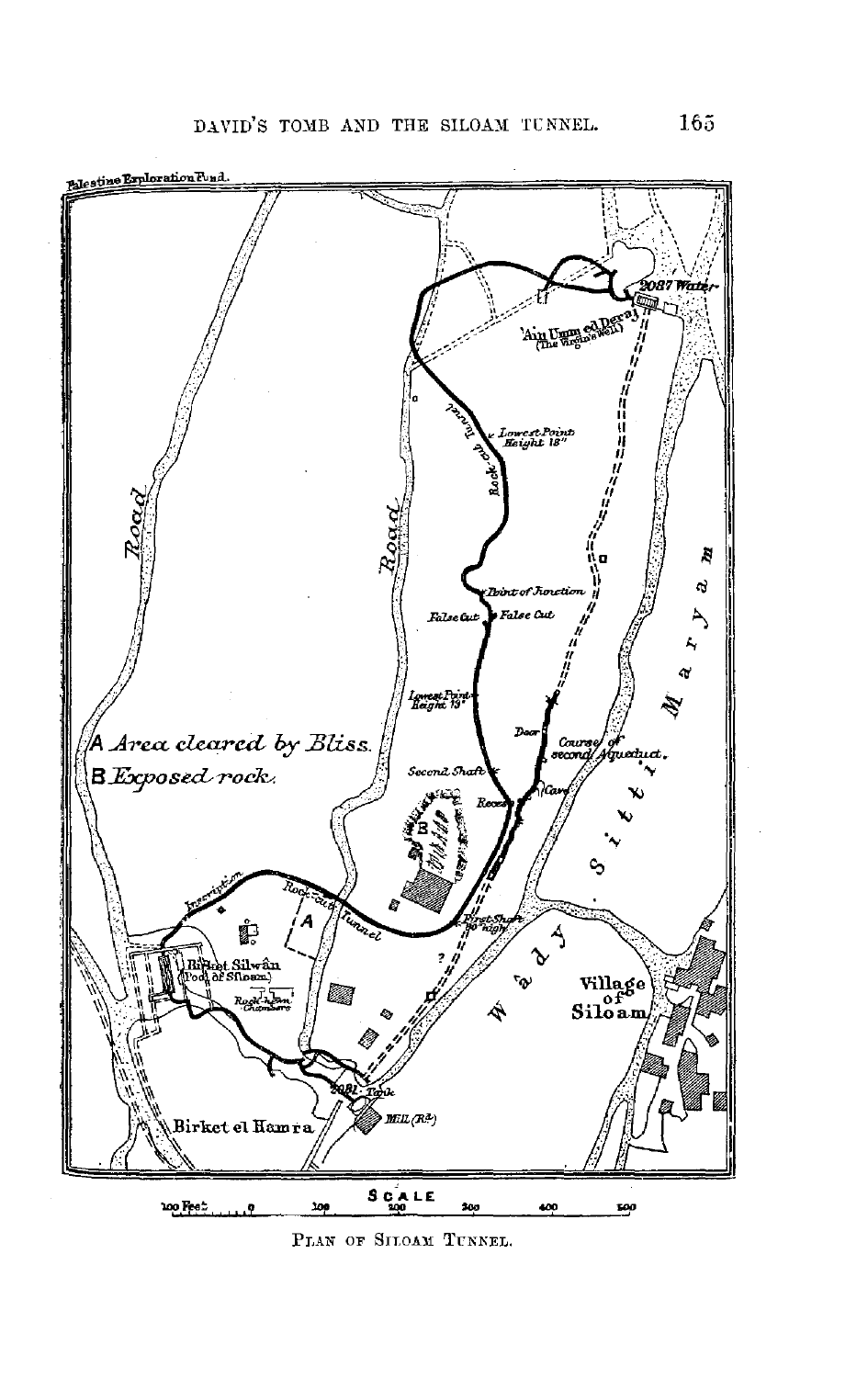PLAN OF SILOAM TUNNEL.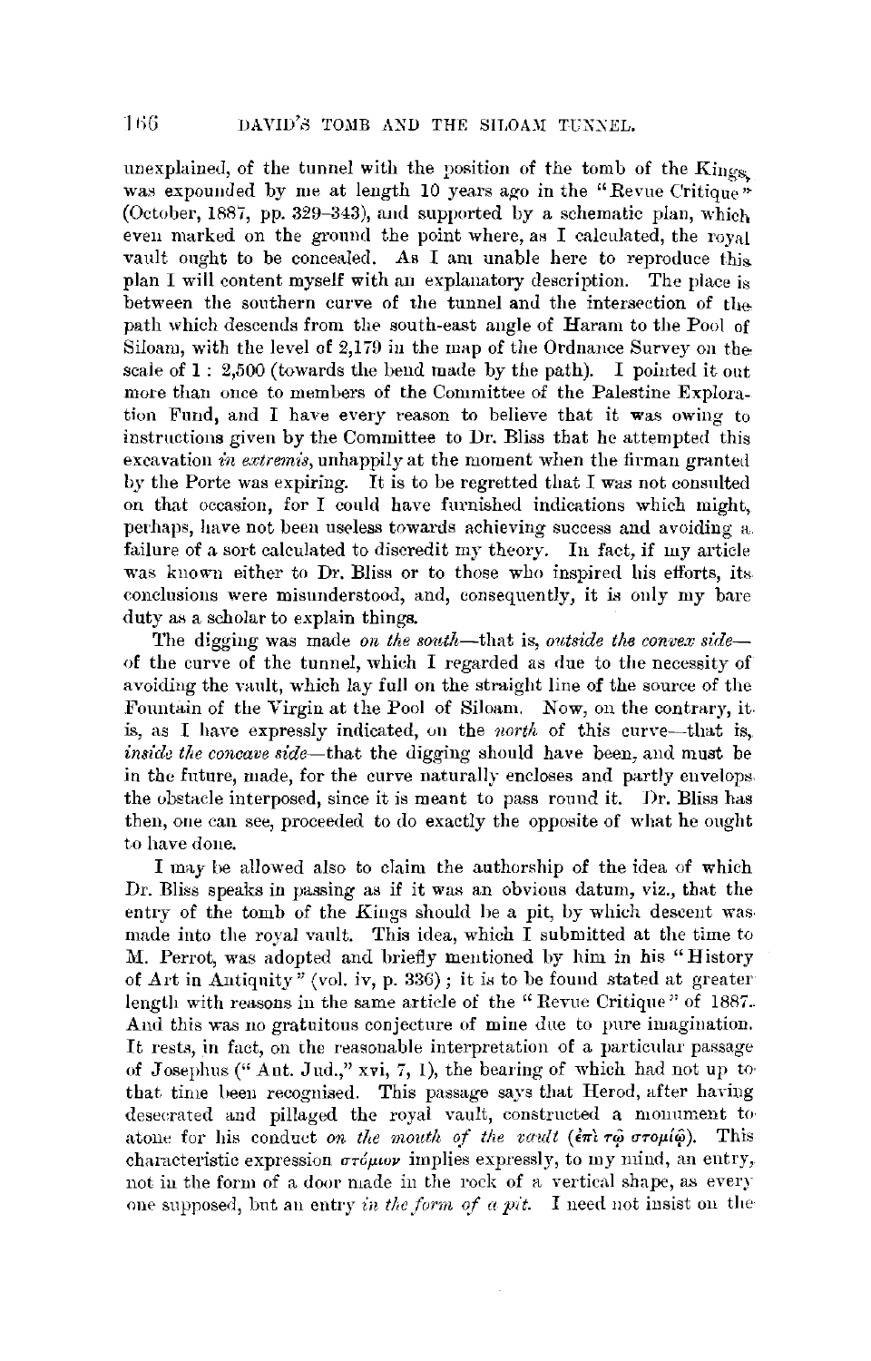unexplained, of the tunnel with the position of the tomb of the Kings, was expounded by me at length 10 years ago in the "Revue Critique" (October, 1887, pp. 329–343), and supported by a schematic plan, which even marked on the ground the point where, as I calculated, the royal vault ought to be concealed. As I am unable here to reproduce this plan I will content myself with an explanatory description. The place is between the southern curve of the tunnel and the intersection of the path which descends from the south-east angle of Haram to the Pool of Siloam, with the level of 2,179 in the map of the Ordnance Survey on the scale of 1 : 2,500 (towards the bend made by the path). I pointed it out more than once to members of the Committee of the Palestine Exploration Fund, and I have every reason to believe that it was owing to instructions given by the Committee to Dr. Bliss that he attempted this excavation *in extremis*, unhappily at the moment when the firman granted by the Porte was expiring. It is to be regretted that I was not consulted on that occasion, for I could have furnished indications which might, perhaps, have not been useless towards achieving success and avoiding a failure of a sort calculated to discredit my theory. In fact, if my article was known either to Dr. Bliss or to those who inspired his efforts, its conclusions were misunderstood, and, consequently, it is only my bare duty as a scholar to explain things.

The digging was made *on the south*—that is, *outside the convex side*—of the curve of the tunnel, which I regarded as due to the necessity of avoiding the vault, which lay full on the straight line of the source of the Fountain of the Virgin at the Pool of Siloam. Now, on the contrary, it is, as I have expressly indicated, on the *north* of this curve—that is, *inside the concave side*—that the digging should have been, and must be in the future, made, for the curve naturally encloses and partly envelops the obstacle interposed, since it is meant to pass round it. Dr. Bliss has then, one can see, proceeded to do exactly the opposite of what he ought to have done.

I may be allowed also to claim the authorship of the idea of which Dr. Bliss speaks in passing as if it was an obvious datum, viz., that the entry of the tomb of the *Kings* should be a pit, by which descent was made into the royal vault. This idea, which I submitted at the time to M. Perrot, was adopted and briefly mentioned by him in his "History of Art in Antiquity" (vol. iv, p. 336); it is to be found stated at greater length with reasons in the same article of the "Revue Critique" of 1887. And this was no gratuitous conjecture of mine due to pure imagination. It rests, in fact, on the reasonable interpretation of a particular passage of Josephus ("Ant. Jud.," xvi, 7, 1), the bearing of which had not up to that time been recognised. This passage says that Herod, after having desecrated and pillaged the royal vault, constructed a monument to atone for his conduct *on the mouth of the vault* (ἐπὶ τῷ στομίῳ). This characteristic expression στόμιον implies expressly, to my mind, an entry, not in the form of a door made in the rock of a vertical shape, as every one supposed, but an entry *in the form of a pit*. I need not insist on the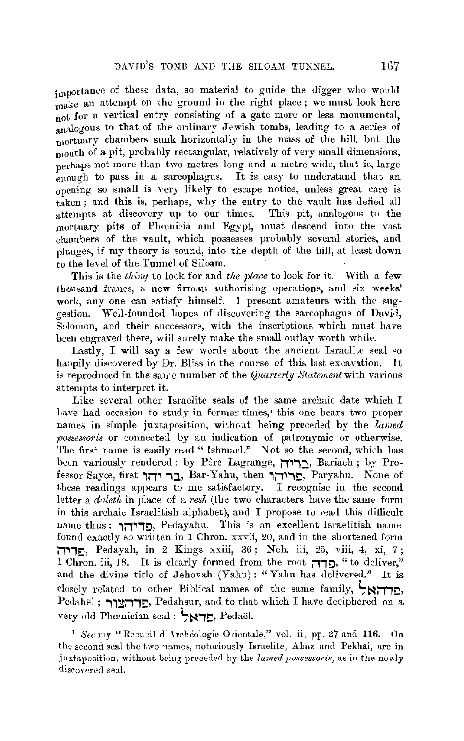importance of these data, so material to guide the digger who would make an attempt on the ground in the right place; we must look here not for a vertical entry consisting of a gate more or less monumental, analogous to that of the ordinary Jewish tombs, leading to a series of mortuary chambers sunk horizontally in the mass of the hill, but the mouth of a pit, probably rectangular, relatively of very small dimensions, perhaps not more than two metres long and a metre wide, that is, large enough to pass in a sarcophagus. It is easy to understand that an opening so small is very likely to escape notice, unless great care is taken; and this is, perhaps, why the entry to the vault has defied all attempts at discovery up to our times. This pit, analogous to the mortuary pits of Phœnicia and Egypt, must descend into the vast chambers of the vault, which possesses probably several stories, and plunges, if my theory is sound, into the depth of the hill, at least down to the level of the Tunnel of Siloam.

This is the *thing* to look for and *the place* to look for it. With a few thousand francs, a new firman authorising operations, and six weeks' work, any one can satisfy himself. I present amateurs with the suggestion. Well-founded hopes of discovering the sarcophagus of David, Solomon, and their successors, with the inscriptions which must have been engraved there, will surely make the small outlay worth while.

Lastly, I will say a few words about the ancient Israelite seal so happily discovered by Dr. Bliss in the course of this last excavation. It is reproduced in the same number of the *Quarterly Statement* with various attempts to interpret it.

Like several other Israelite seals of the same archaic date which I have had occasion to study in former times,[1] this one bears two proper names in simple juxtaposition, without being preceded by the *lamed possessoris* or connected by an indication of patronymic or otherwise. The first name is easily read "Ishmael." Not so the second, which has been variously rendered: by Père Lagrange, בריח, Bariach; by Professor Sayce, first בר יהו, Bar-Yahu, then פריהו, Paryahu. None of these readings appears to me satisfactory. I recognise in the second letter a *daleth* in place of a *resh* (the two characters have the same form in this archaic Israelitish alphabet), and I propose to read this difficult name thus: פדיהו, Pedayahu. This is an excellent Israelitish name found exactly so written in 1 Chron. xxvii, 20, and in the shortened form פדיה, Pedayah, in 2 Kings xxiii, 36; Neh. iii, 25, viii, 4, xi, 7; 1 Chron. iii, 18. It is clearly formed from the root פדה, "to deliver," and the divine title of Jehovah (Yahu): "Yahu has delivered." It is closely related to other Biblical names of the same family, פדהאל, Pedahël; פדהצור, Pedahsur, and to that which I have deciphered on a very old Phœnician seal: פדאל, Pedaël.

[1] *See* my "Recueil d'Archéologie Orientale," vol. ii, pp. 27 and 116. On the second seal the two names, notoriously Israelite, Ahaz and Pekhai, are in juxtaposition, without being preceded by the *lamed possessoris*, as in the newly discovered seal.